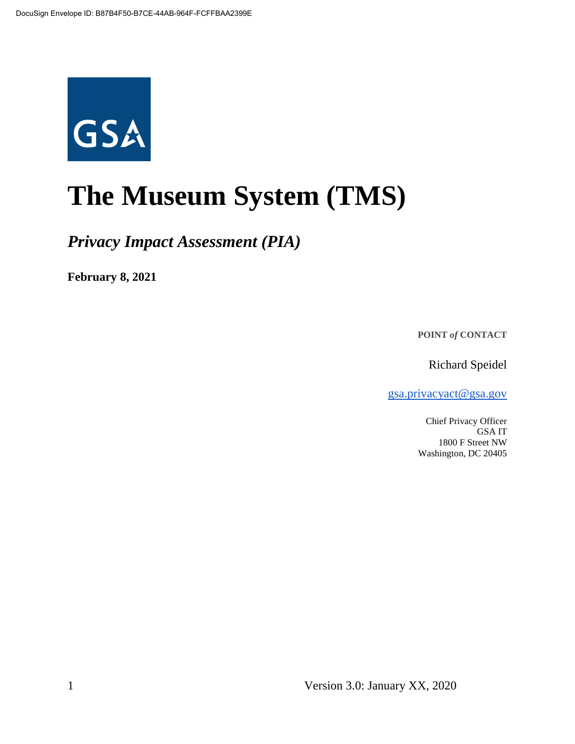# The Museum System (TMS)

## *Privacy Impact Assessment (PIA)*

**February 8, 2021**

**POINT *of* CONTACT**

Richard Speidel

gsa.privacyact@gsa.gov

Chief Privacy Officer
GSA IT
1800 F Street NW
Washington, DC 20405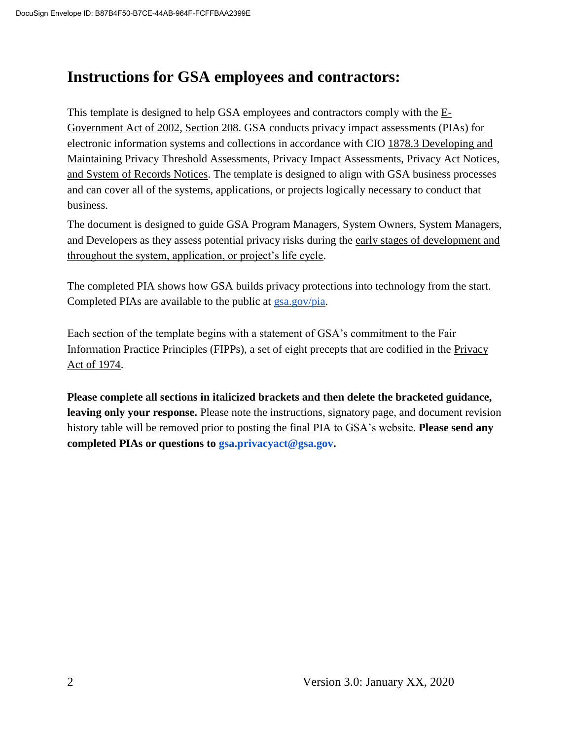# Instructions for GSA employees and contractors:

This template is designed to help GSA employees and contractors comply with the E-Government Act of 2002, Section 208. GSA conducts privacy impact assessments (PIAs) for electronic information systems and collections in accordance with CIO 1878.3 Developing and Maintaining Privacy Threshold Assessments, Privacy Impact Assessments, Privacy Act Notices, and System of Records Notices. The template is designed to align with GSA business processes and can cover all of the systems, applications, or projects logically necessary to conduct that business.

The document is designed to guide GSA Program Managers, System Owners, System Managers, and Developers as they assess potential privacy risks during the early stages of development and throughout the system, application, or project's life cycle.

The completed PIA shows how GSA builds privacy protections into technology from the start. Completed PIAs are available to the public at gsa.gov/pia.

Each section of the template begins with a statement of GSA's commitment to the Fair Information Practice Principles (FIPPs), a set of eight precepts that are codified in the Privacy Act of 1974.

**Please complete all sections in italicized brackets and then delete the bracketed guidance, leaving only your response.** Please note the instructions, signatory page, and document revision history table will be removed prior to posting the final PIA to GSA's website. **Please send any completed PIAs or questions to gsa.privacyact@gsa.gov.**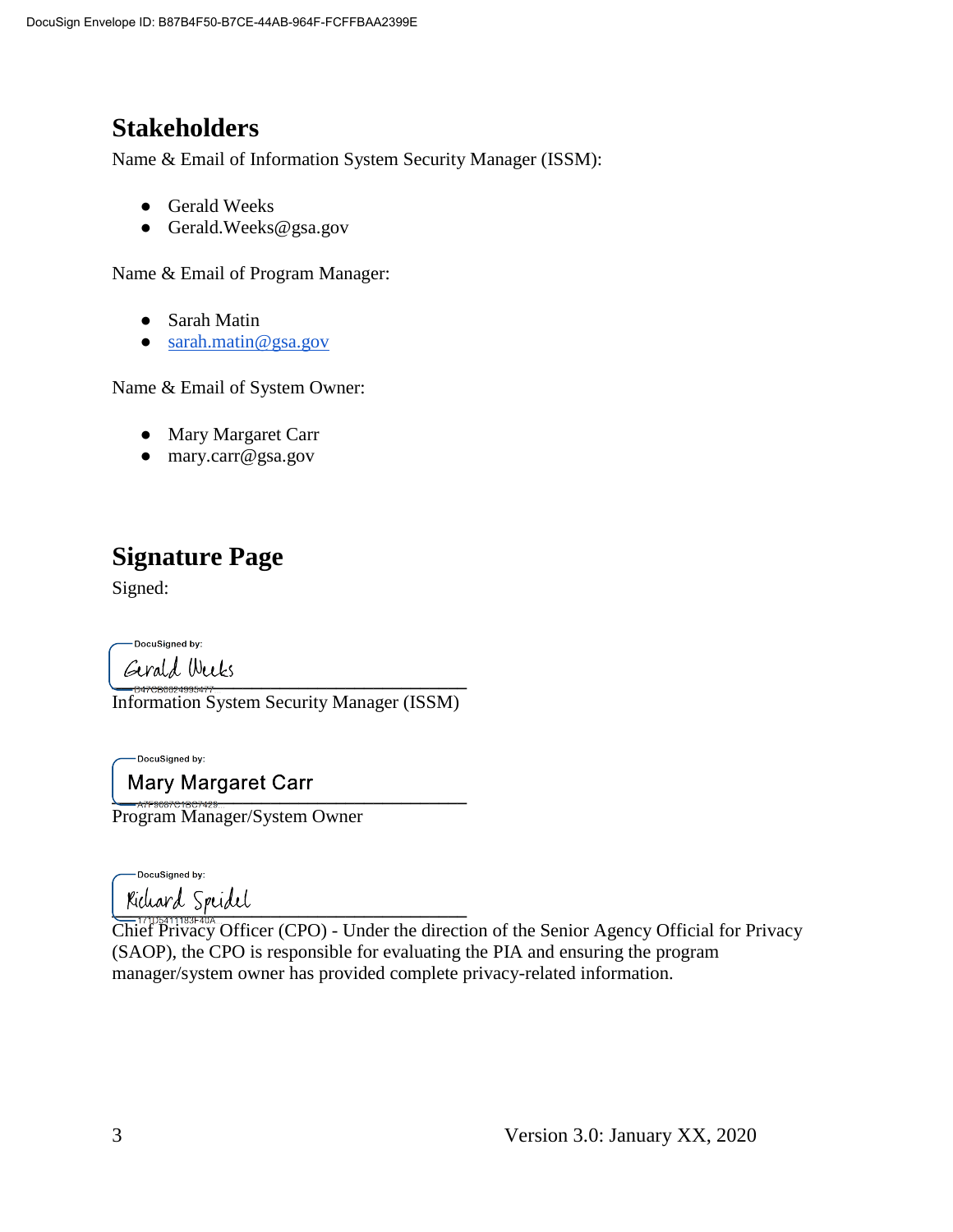## Stakeholders

Name & Email of Information System Security Manager (ISSM):

- Gerald Weeks
- Gerald.Weeks@gsa.gov

Name & Email of Program Manager:

- Sarah Matin
- sarah.matin@gsa.gov

Name & Email of System Owner:

- Mary Margaret Carr
- mary.carr@gsa.gov

## Signature Page

Signed:

DocuSigned by:
Gerald Weeks
B47CB6824995477

Information System Security Manager (ISSM)

DocuSigned by:
Mary Margaret Carr
A7F9687C1BC7429...

Program Manager/System Owner

DocuSigned by:
Richard Speidel
171D5411183F40A

Chief Privacy Officer (CPO) - Under the direction of the Senior Agency Official for Privacy (SAOP), the CPO is responsible for evaluating the PIA and ensuring the program manager/system owner has provided complete privacy-related information.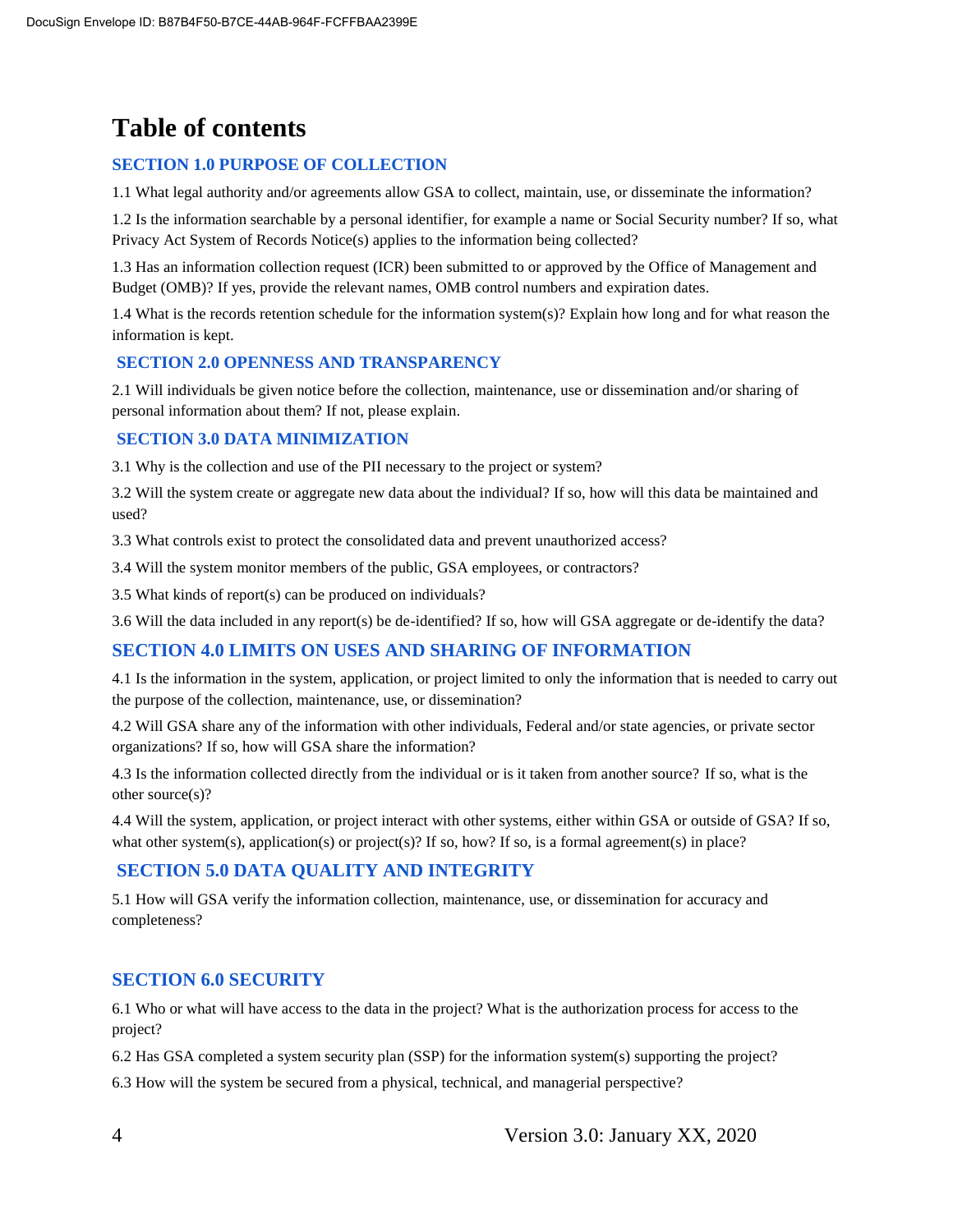# Table of contents

## SECTION 1.0 PURPOSE OF COLLECTION

1.1 What legal authority and/or agreements allow GSA to collect, maintain, use, or disseminate the information?

1.2 Is the information searchable by a personal identifier, for example a name or Social Security number? If so, what Privacy Act System of Records Notice(s) applies to the information being collected?

1.3 Has an information collection request (ICR) been submitted to or approved by the Office of Management and Budget (OMB)? If yes, provide the relevant names, OMB control numbers and expiration dates.

1.4 What is the records retention schedule for the information system(s)? Explain how long and for what reason the information is kept.

## SECTION 2.0 OPENNESS AND TRANSPARENCY

2.1 Will individuals be given notice before the collection, maintenance, use or dissemination and/or sharing of personal information about them? If not, please explain.

## SECTION 3.0 DATA MINIMIZATION

3.1 Why is the collection and use of the PII necessary to the project or system?

3.2 Will the system create or aggregate new data about the individual? If so, how will this data be maintained and used?

3.3 What controls exist to protect the consolidated data and prevent unauthorized access?

3.4 Will the system monitor members of the public, GSA employees, or contractors?

3.5 What kinds of report(s) can be produced on individuals?

3.6 Will the data included in any report(s) be de-identified? If so, how will GSA aggregate or de-identify the data?

## SECTION 4.0 LIMITS ON USES AND SHARING OF INFORMATION

4.1 Is the information in the system, application, or project limited to only the information that is needed to carry out the purpose of the collection, maintenance, use, or dissemination?

4.2 Will GSA share any of the information with other individuals, Federal and/or state agencies, or private sector organizations? If so, how will GSA share the information?

4.3 Is the information collected directly from the individual or is it taken from another source? If so, what is the other source(s)?

4.4 Will the system, application, or project interact with other systems, either within GSA or outside of GSA? If so, what other system(s), application(s) or project(s)? If so, how? If so, is a formal agreement(s) in place?

## SECTION 5.0 DATA QUALITY AND INTEGRITY

5.1 How will GSA verify the information collection, maintenance, use, or dissemination for accuracy and completeness?

## SECTION 6.0 SECURITY

6.1 Who or what will have access to the data in the project? What is the authorization process for access to the project?

6.2 Has GSA completed a system security plan (SSP) for the information system(s) supporting the project?

6.3 How will the system be secured from a physical, technical, and managerial perspective?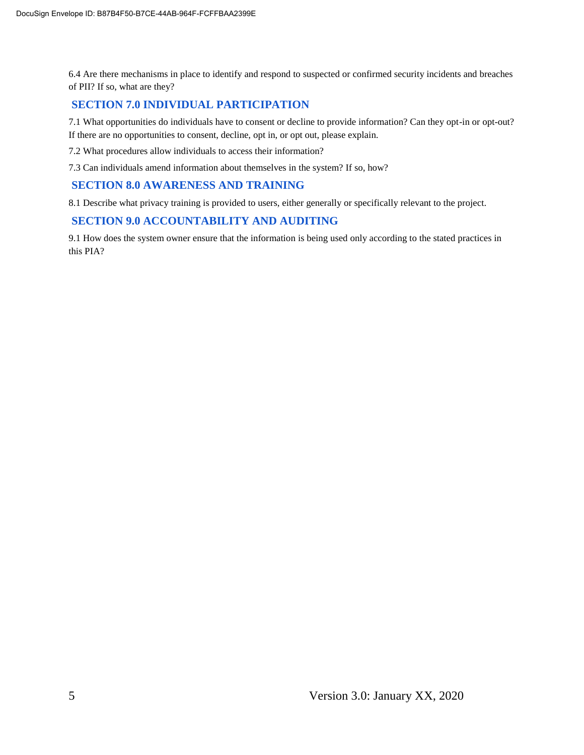6.4 Are there mechanisms in place to identify and respond to suspected or confirmed security incidents and breaches of PII? If so, what are they?

## SECTION 7.0 INDIVIDUAL PARTICIPATION

7.1 What opportunities do individuals have to consent or decline to provide information? Can they opt-in or opt-out? If there are no opportunities to consent, decline, opt in, or opt out, please explain.

7.2 What procedures allow individuals to access their information?

7.3 Can individuals amend information about themselves in the system? If so, how?

## SECTION 8.0 AWARENESS AND TRAINING

8.1 Describe what privacy training is provided to users, either generally or specifically relevant to the project.

## SECTION 9.0 ACCOUNTABILITY AND AUDITING

9.1 How does the system owner ensure that the information is being used only according to the stated practices in this PIA?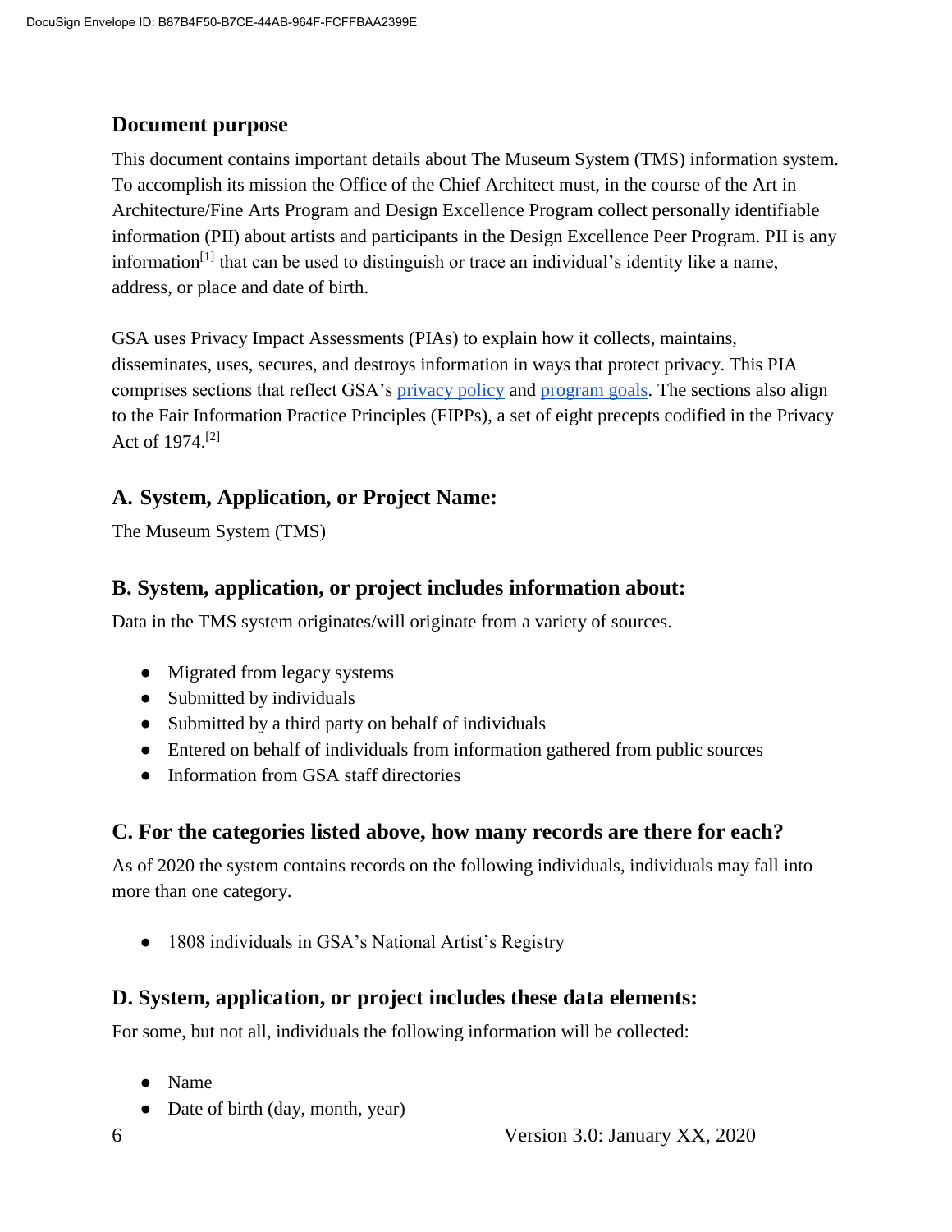## Document purpose

This document contains important details about The Museum System (TMS) information system. To accomplish its mission the Office of the Chief Architect must, in the course of the Art in Architecture/Fine Arts Program and Design Excellence Program collect personally identifiable information (PII) about artists and participants in the Design Excellence Peer Program. PII is any information[1] that can be used to distinguish or trace an individual's identity like a name, address, or place and date of birth.

GSA uses Privacy Impact Assessments (PIAs) to explain how it collects, maintains, disseminates, uses, secures, and destroys information in ways that protect privacy. This PIA comprises sections that reflect GSA's privacy policy and program goals. The sections also align to the Fair Information Practice Principles (FIPPs), a set of eight precepts codified in the Privacy Act of 1974.[2]

## A. System, Application, or Project Name:

The Museum System (TMS)

## B. System, application, or project includes information about:

Data in the TMS system originates/will originate from a variety of sources.

- Migrated from legacy systems
- Submitted by individuals
- Submitted by a third party on behalf of individuals
- Entered on behalf of individuals from information gathered from public sources
- Information from GSA staff directories

## C. For the categories listed above, how many records are there for each?

As of 2020 the system contains records on the following individuals, individuals may fall into more than one category.

- 1808 individuals in GSA's National Artist's Registry

## D. System, application, or project includes these data elements:

For some, but not all, individuals the following information will be collected:

- Name
- Date of birth (day, month, year)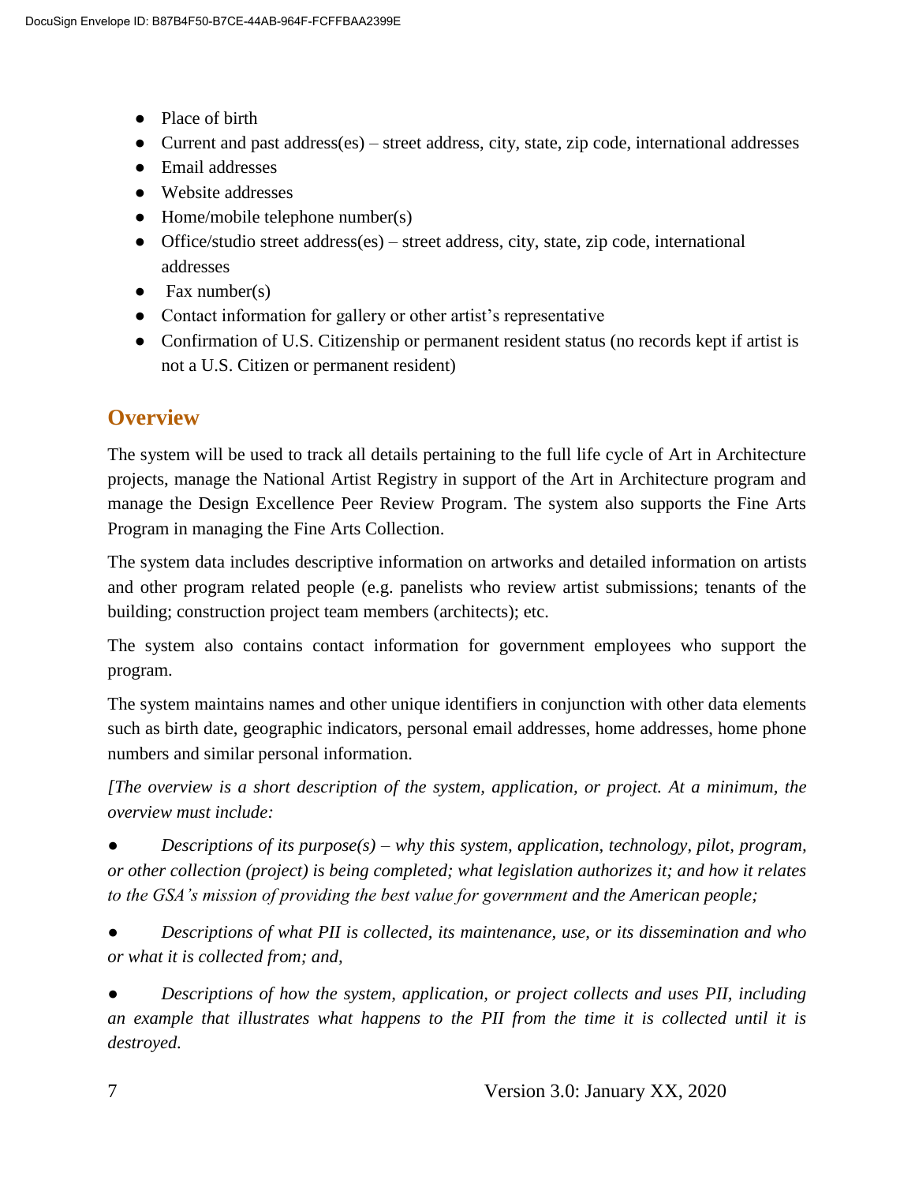- Place of birth
- Current and past address(es) – street address, city, state, zip code, international addresses
- Email addresses
- Website addresses
- Home/mobile telephone number(s)
- Office/studio street address(es) – street address, city, state, zip code, international addresses
- Fax number(s)
- Contact information for gallery or other artist's representative
- Confirmation of U.S. Citizenship or permanent resident status (no records kept if artist is not a U.S. Citizen or permanent resident)

## Overview

The system will be used to track all details pertaining to the full life cycle of Art in Architecture projects, manage the National Artist Registry in support of the Art in Architecture program and manage the Design Excellence Peer Review Program. The system also supports the Fine Arts Program in managing the Fine Arts Collection.

The system data includes descriptive information on artworks and detailed information on artists and other program related people (e.g. panelists who review artist submissions; tenants of the building; construction project team members (architects); etc.

The system also contains contact information for government employees who support the program.

The system maintains names and other unique identifiers in conjunction with other data elements such as birth date, geographic indicators, personal email addresses, home addresses, home phone numbers and similar personal information.

*[The overview is a short description of the system, application, or project. At a minimum, the overview must include:*

- *Descriptions of its purpose(s) – why this system, application, technology, pilot, program, or other collection (project) is being completed; what legislation authorizes it; and how it relates to the GSA's mission of providing the best value for government and the American people;*

- *Descriptions of what PII is collected, its maintenance, use, or its dissemination and who or what it is collected from; and,*

- *Descriptions of how the system, application, or project collects and uses PII, including an example that illustrates what happens to the PII from the time it is collected until it is destroyed.*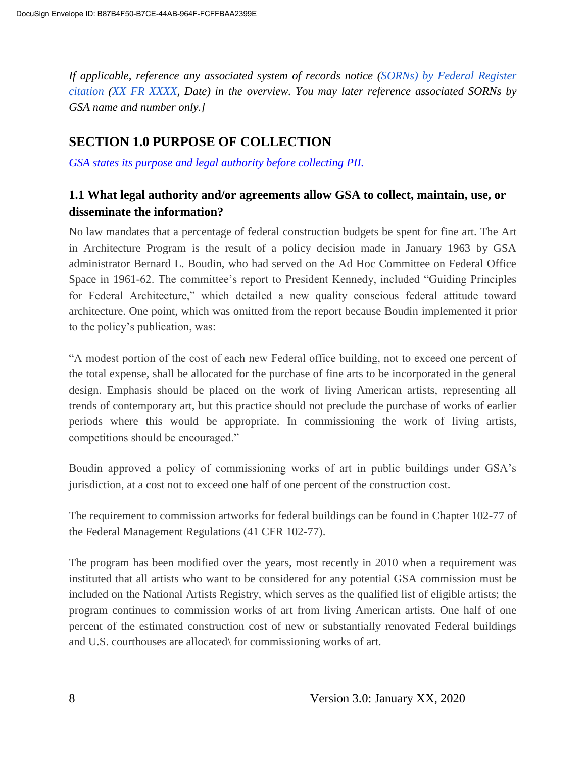*If applicable, reference any associated system of records notice ([SORNs) by Federal Register citation]() ([XX FR XXXX](), Date) in the overview. You may later reference associated SORNs by GSA name and number only.]*

## SECTION 1.0 PURPOSE OF COLLECTION

*GSA states its purpose and legal authority before collecting PII.*

### 1.1 What legal authority and/or agreements allow GSA to collect, maintain, use, or disseminate the information?

No law mandates that a percentage of federal construction budgets be spent for fine art. The Art in Architecture Program is the result of a policy decision made in January 1963 by GSA administrator Bernard L. Boudin, who had served on the Ad Hoc Committee on Federal Office Space in 1961-62. The committee's report to President Kennedy, included "Guiding Principles for Federal Architecture," which detailed a new quality conscious federal attitude toward architecture. One point, which was omitted from the report because Boudin implemented it prior to the policy's publication, was:

"A modest portion of the cost of each new Federal office building, not to exceed one percent of the total expense, shall be allocated for the purchase of fine arts to be incorporated in the general design. Emphasis should be placed on the work of living American artists, representing all trends of contemporary art, but this practice should not preclude the purchase of works of earlier periods where this would be appropriate. In commissioning the work of living artists, competitions should be encouraged."

Boudin approved a policy of commissioning works of art in public buildings under GSA's jurisdiction, at a cost not to exceed one half of one percent of the construction cost.

The requirement to commission artworks for federal buildings can be found in Chapter 102-77 of the Federal Management Regulations (41 CFR 102-77).

The program has been modified over the years, most recently in 2010 when a requirement was instituted that all artists who want to be considered for any potential GSA commission must be included on the National Artists Registry, which serves as the qualified list of eligible artists; the program continues to commission works of art from living American artists. One half of one percent of the estimated construction cost of new or substantially renovated Federal buildings and U.S. courthouses are allocated\ for commissioning works of art.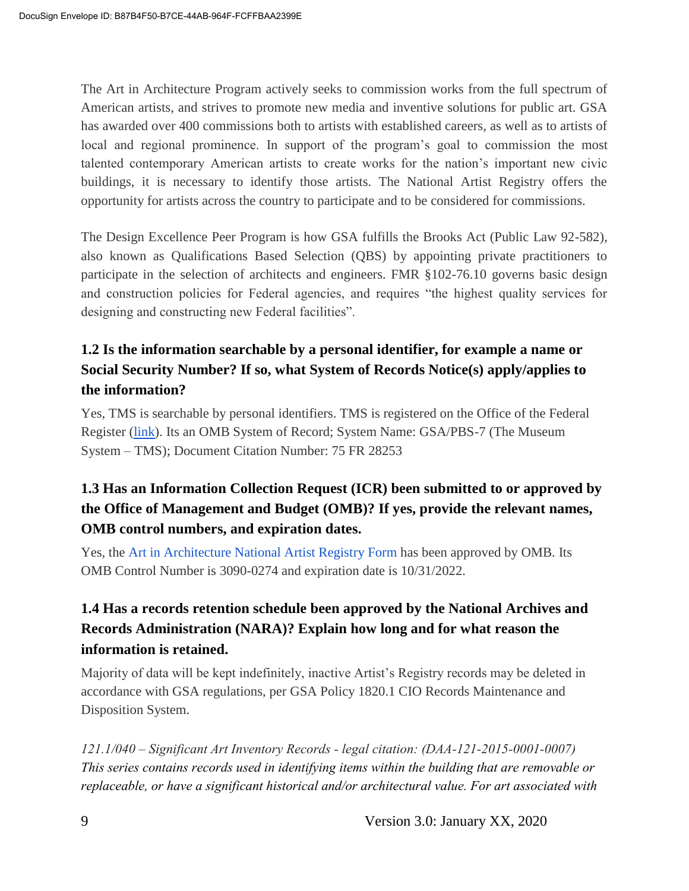The Art in Architecture Program actively seeks to commission works from the full spectrum of American artists, and strives to promote new media and inventive solutions for public art. GSA has awarded over 400 commissions both to artists with established careers, as well as to artists of local and regional prominence. In support of the program's goal to commission the most talented contemporary American artists to create works for the nation's important new civic buildings, it is necessary to identify those artists. The National Artist Registry offers the opportunity for artists across the country to participate and to be considered for commissions.

The Design Excellence Peer Program is how GSA fulfills the Brooks Act (Public Law 92-582), also known as Qualifications Based Selection (QBS) by appointing private practitioners to participate in the selection of architects and engineers. FMR §102-76.10 governs basic design and construction policies for Federal agencies, and requires "the highest quality services for designing and constructing new Federal facilities".

### 1.2 Is the information searchable by a personal identifier, for example a name or Social Security Number? If so, what System of Records Notice(s) apply/applies to the information?

Yes, TMS is searchable by personal identifiers. TMS is registered on the Office of the Federal Register (link). Its an OMB System of Record; System Name: GSA/PBS-7 (The Museum System – TMS); Document Citation Number: 75 FR 28253

### 1.3 Has an Information Collection Request (ICR) been submitted to or approved by the Office of Management and Budget (OMB)? If yes, provide the relevant names, OMB control numbers, and expiration dates.

Yes, the Art in Architecture National Artist Registry Form has been approved by OMB. Its OMB Control Number is 3090-0274 and expiration date is 10/31/2022.

### 1.4 Has a records retention schedule been approved by the National Archives and Records Administration (NARA)? Explain how long and for what reason the information is retained.

Majority of data will be kept indefinitely, inactive Artist's Registry records may be deleted in accordance with GSA regulations, per GSA Policy 1820.1 CIO Records Maintenance and Disposition System.

*121.1/040 – Significant Art Inventory Records - legal citation: (DAA-121-2015-0001-0007) This series contains records used in identifying items within the building that are removable or replaceable, or have a significant historical and/or architectural value. For art associated with*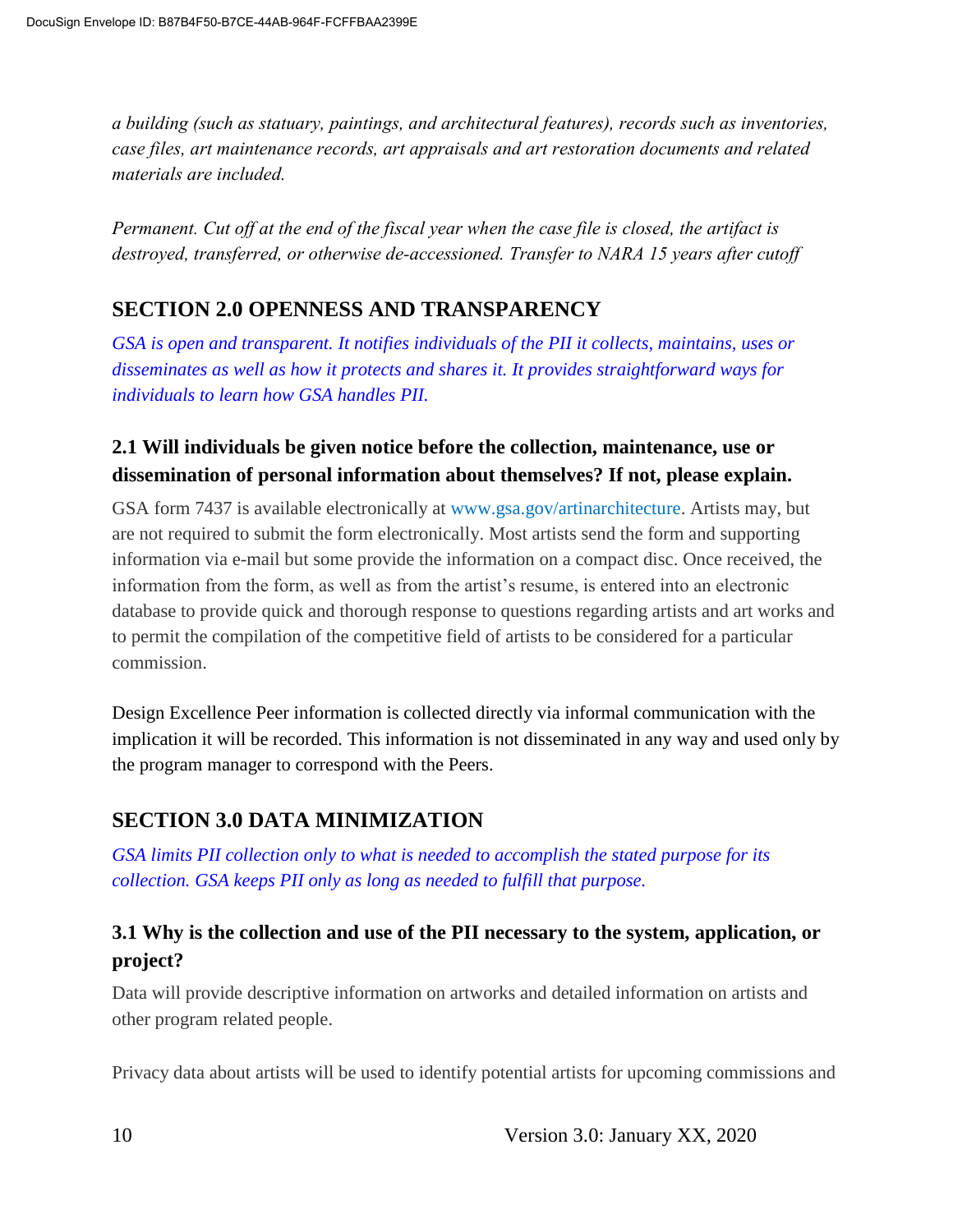*a building (such as statuary, paintings, and architectural features), records such as inventories, case files, art maintenance records, art appraisals and art restoration documents and related materials are included.*

*Permanent. Cut off at the end of the fiscal year when the case file is closed, the artifact is destroyed, transferred, or otherwise de-accessioned. Transfer to NARA 15 years after cutoff*

## SECTION 2.0 OPENNESS AND TRANSPARENCY

*GSA is open and transparent. It notifies individuals of the PII it collects, maintains, uses or disseminates as well as how it protects and shares it. It provides straightforward ways for individuals to learn how GSA handles PII.*

### 2.1 Will individuals be given notice before the collection, maintenance, use or dissemination of personal information about themselves? If not, please explain.

GSA form 7437 is available electronically at www.gsa.gov/artinarchitecture. Artists may, but are not required to submit the form electronically. Most artists send the form and supporting information via e-mail but some provide the information on a compact disc. Once received, the information from the form, as well as from the artist's resume, is entered into an electronic database to provide quick and thorough response to questions regarding artists and art works and to permit the compilation of the competitive field of artists to be considered for a particular commission.

Design Excellence Peer information is collected directly via informal communication with the implication it will be recorded. This information is not disseminated in any way and used only by the program manager to correspond with the Peers.

## SECTION 3.0 DATA MINIMIZATION

*GSA limits PII collection only to what is needed to accomplish the stated purpose for its collection. GSA keeps PII only as long as needed to fulfill that purpose.*

### 3.1 Why is the collection and use of the PII necessary to the system, application, or project?

Data will provide descriptive information on artworks and detailed information on artists and other program related people.

Privacy data about artists will be used to identify potential artists for upcoming commissions and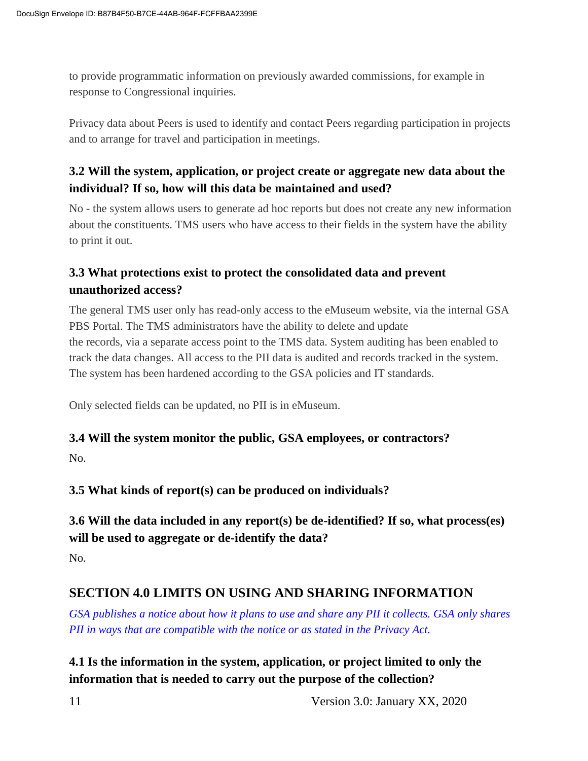to provide programmatic information on previously awarded commissions, for example in response to Congressional inquiries.

Privacy data about Peers is used to identify and contact Peers regarding participation in projects and to arrange for travel and participation in meetings.

### 3.2 Will the system, application, or project create or aggregate new data about the individual? If so, how will this data be maintained and used?

No - the system allows users to generate ad hoc reports but does not create any new information about the constituents. TMS users who have access to their fields in the system have the ability to print it out.

### 3.3 What protections exist to protect the consolidated data and prevent unauthorized access?

The general TMS user only has read-only access to the eMuseum website, via the internal GSA PBS Portal. The TMS administrators have the ability to delete and update the records, via a separate access point to the TMS data. System auditing has been enabled to track the data changes. All access to the PII data is audited and records tracked in the system. The system has been hardened according to the GSA policies and IT standards.

Only selected fields can be updated, no PII is in eMuseum.

### 3.4 Will the system monitor the public, GSA employees, or contractors?

No.

### 3.5 What kinds of report(s) can be produced on individuals?

### 3.6 Will the data included in any report(s) be de-identified? If so, what process(es) will be used to aggregate or de-identify the data?

No.

## SECTION 4.0 LIMITS ON USING AND SHARING INFORMATION

*GSA publishes a notice about how it plans to use and share any PII it collects. GSA only shares PII in ways that are compatible with the notice or as stated in the Privacy Act.*

### 4.1 Is the information in the system, application, or project limited to only the information that is needed to carry out the purpose of the collection?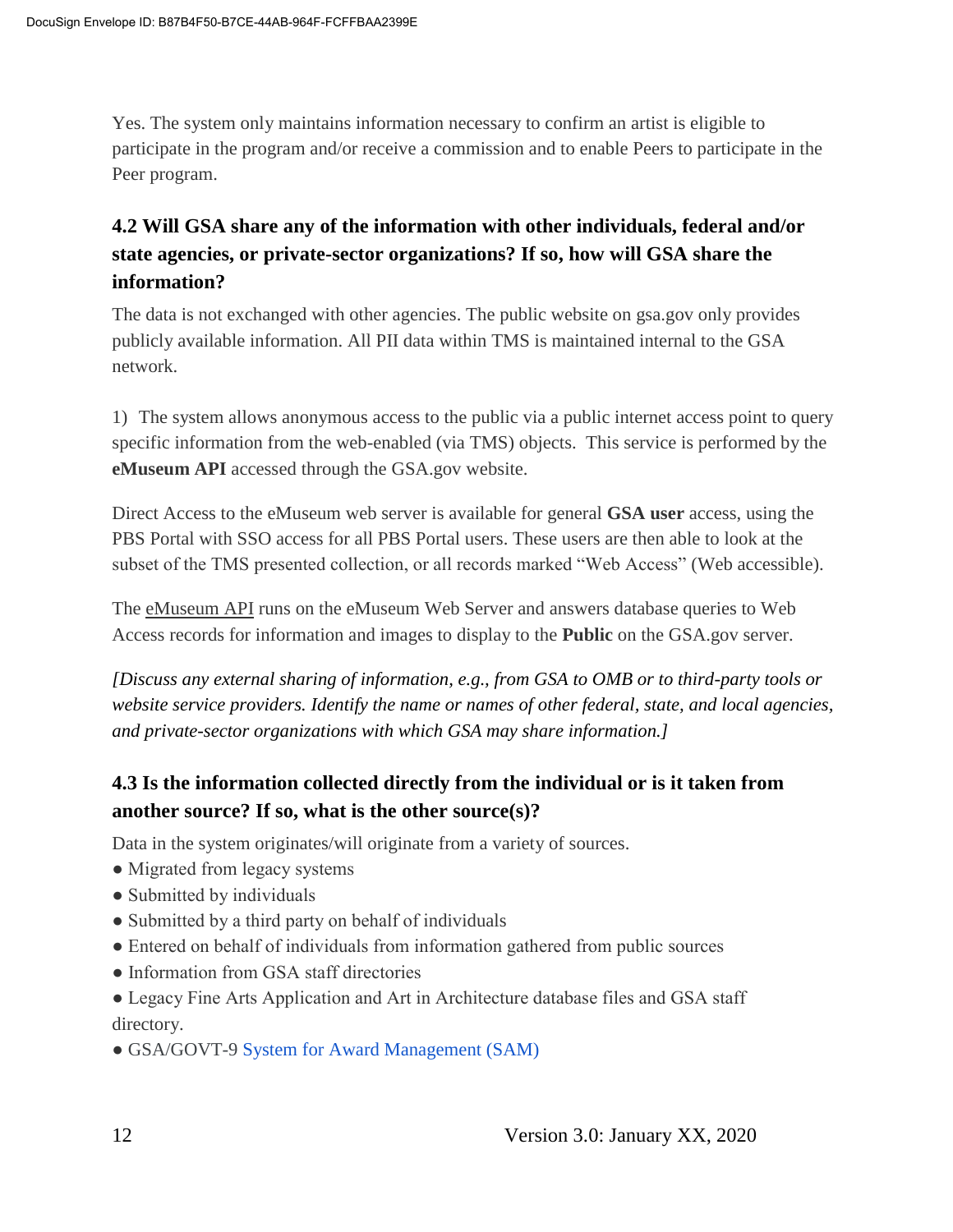Yes. The system only maintains information necessary to confirm an artist is eligible to participate in the program and/or receive a commission and to enable Peers to participate in the Peer program.

### 4.2 Will GSA share any of the information with other individuals, federal and/or state agencies, or private-sector organizations? If so, how will GSA share the information?

The data is not exchanged with other agencies. The public website on gsa.gov only provides publicly available information. All PII data within TMS is maintained internal to the GSA network.

1) The system allows anonymous access to the public via a public internet access point to query specific information from the web-enabled (via TMS) objects. This service is performed by the **eMuseum API** accessed through the GSA.gov website.

Direct Access to the eMuseum web server is available for general **GSA user** access, using the PBS Portal with SSO access for all PBS Portal users. These users are then able to look at the subset of the TMS presented collection, or all records marked "Web Access" (Web accessible).

The eMuseum API runs on the eMuseum Web Server and answers database queries to Web Access records for information and images to display to the **Public** on the GSA.gov server.

*[Discuss any external sharing of information, e.g., from GSA to OMB or to third-party tools or website service providers. Identify the name or names of other federal, state, and local agencies, and private-sector organizations with which GSA may share information.]*

### 4.3 Is the information collected directly from the individual or is it taken from another source? If so, what is the other source(s)?

Data in the system originates/will originate from a variety of sources.

- Migrated from legacy systems
- Submitted by individuals
- Submitted by a third party on behalf of individuals
- Entered on behalf of individuals from information gathered from public sources
- Information from GSA staff directories
- Legacy Fine Arts Application and Art in Architecture database files and GSA staff directory.
- GSA/GOVT-9 System for Award Management (SAM)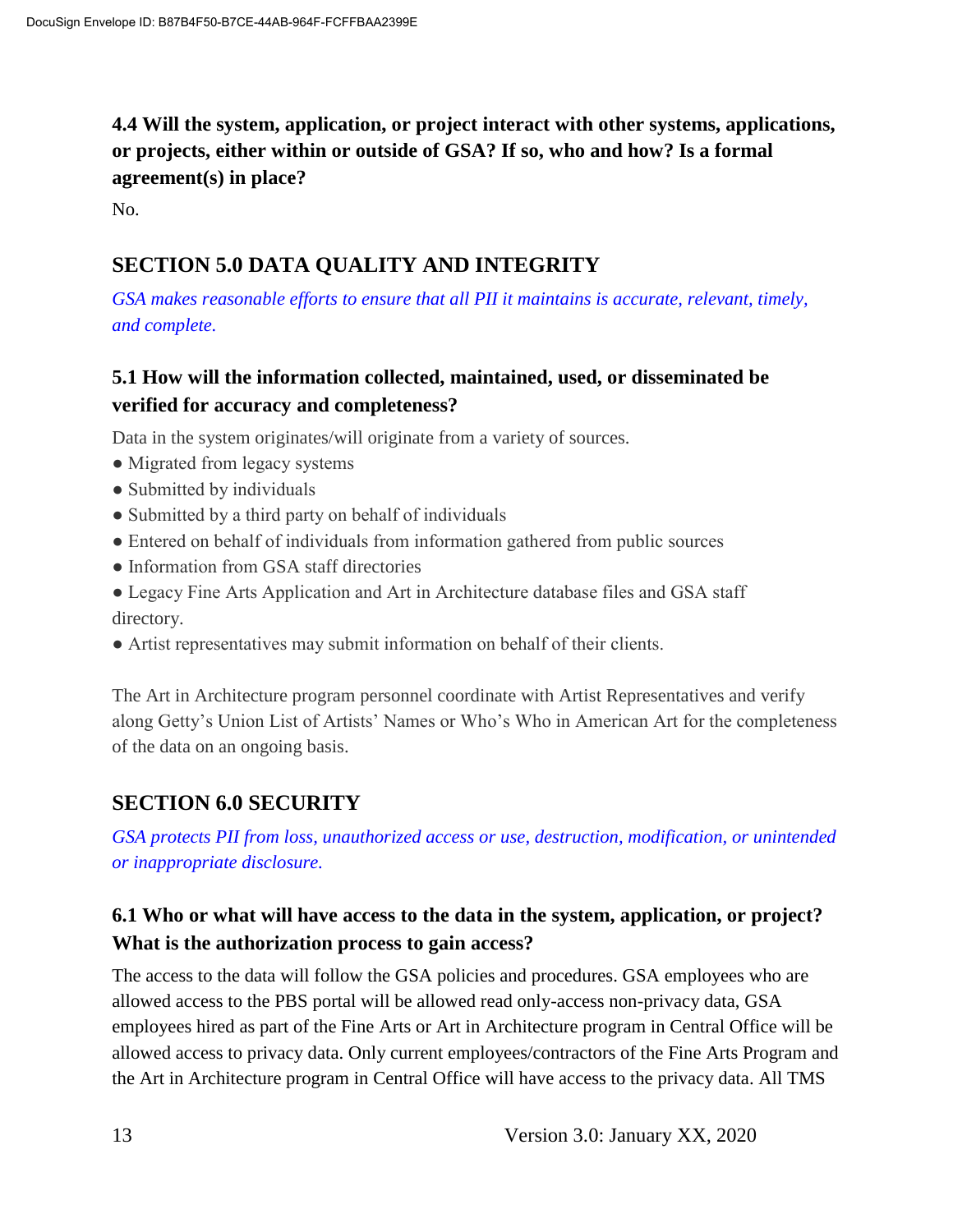### 4.4 Will the system, application, or project interact with other systems, applications, or projects, either within or outside of GSA? If so, who and how? Is a formal agreement(s) in place?

No.

## SECTION 5.0 DATA QUALITY AND INTEGRITY

*GSA makes reasonable efforts to ensure that all PII it maintains is accurate, relevant, timely, and complete.*

### 5.1 How will the information collected, maintained, used, or disseminated be verified for accuracy and completeness?

Data in the system originates/will originate from a variety of sources.

- Migrated from legacy systems
- Submitted by individuals
- Submitted by a third party on behalf of individuals
- Entered on behalf of individuals from information gathered from public sources
- Information from GSA staff directories
- Legacy Fine Arts Application and Art in Architecture database files and GSA staff directory.
- Artist representatives may submit information on behalf of their clients.

The Art in Architecture program personnel coordinate with Artist Representatives and verify along Getty's Union List of Artists' Names or Who's Who in American Art for the completeness of the data on an ongoing basis.

## SECTION 6.0 SECURITY

*GSA protects PII from loss, unauthorized access or use, destruction, modification, or unintended or inappropriate disclosure.*

### 6.1 Who or what will have access to the data in the system, application, or project? What is the authorization process to gain access?

The access to the data will follow the GSA policies and procedures. GSA employees who are allowed access to the PBS portal will be allowed read only-access non-privacy data, GSA employees hired as part of the Fine Arts or Art in Architecture program in Central Office will be allowed access to privacy data. Only current employees/contractors of the Fine Arts Program and the Art in Architecture program in Central Office will have access to the privacy data. All TMS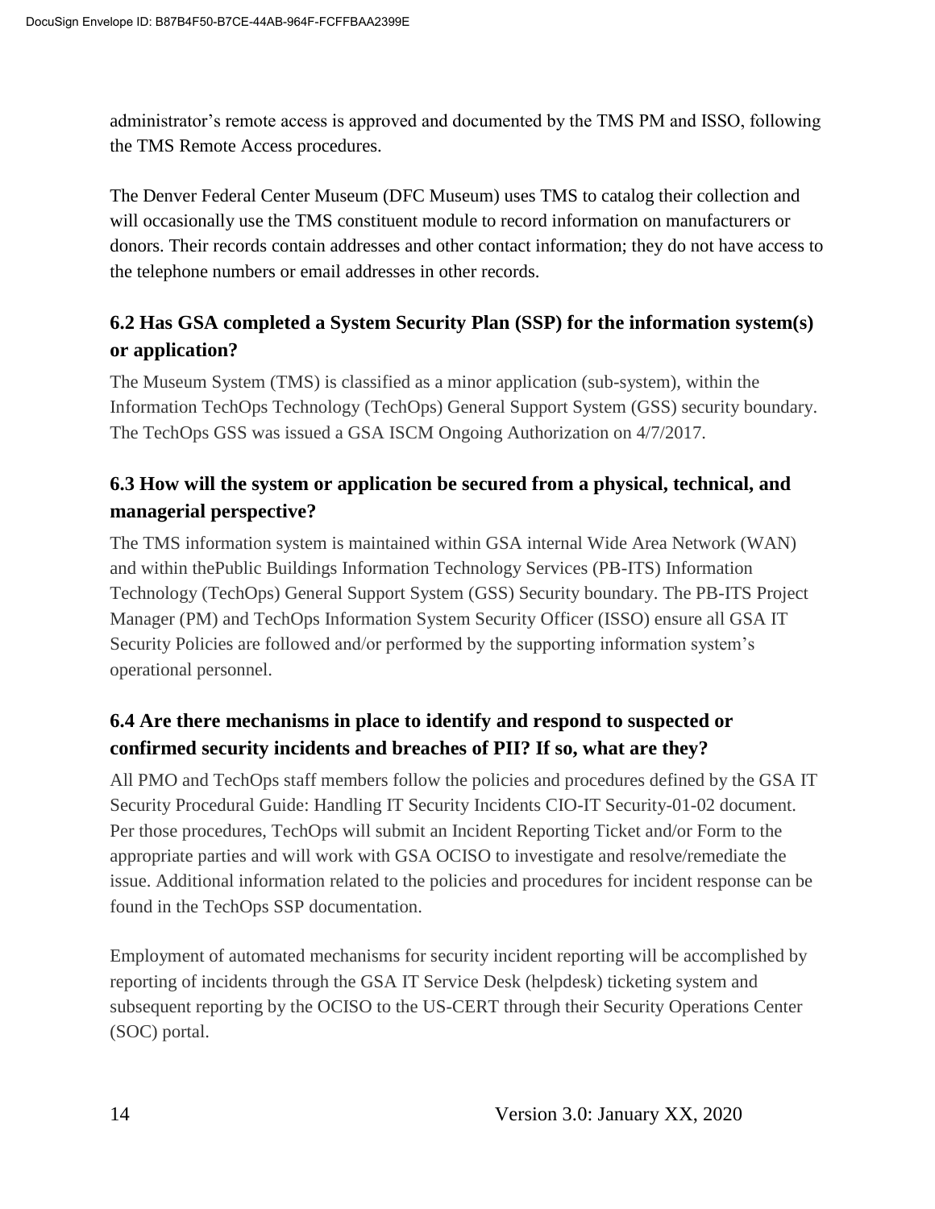administrator's remote access is approved and documented by the TMS PM and ISSO, following the TMS Remote Access procedures.

The Denver Federal Center Museum (DFC Museum) uses TMS to catalog their collection and will occasionally use the TMS constituent module to record information on manufacturers or donors. Their records contain addresses and other contact information; they do not have access to the telephone numbers or email addresses in other records.

### 6.2 Has GSA completed a System Security Plan (SSP) for the information system(s) or application?

The Museum System (TMS) is classified as a minor application (sub-system), within the Information TechOps Technology (TechOps) General Support System (GSS) security boundary. The TechOps GSS was issued a GSA ISCM Ongoing Authorization on 4/7/2017.

### 6.3 How will the system or application be secured from a physical, technical, and managerial perspective?

The TMS information system is maintained within GSA internal Wide Area Network (WAN) and within thePublic Buildings Information Technology Services (PB-ITS) Information Technology (TechOps) General Support System (GSS) Security boundary. The PB-ITS Project Manager (PM) and TechOps Information System Security Officer (ISSO) ensure all GSA IT Security Policies are followed and/or performed by the supporting information system's operational personnel.

### 6.4 Are there mechanisms in place to identify and respond to suspected or confirmed security incidents and breaches of PII? If so, what are they?

All PMO and TechOps staff members follow the policies and procedures defined by the GSA IT Security Procedural Guide: Handling IT Security Incidents CIO-IT Security-01-02 document. Per those procedures, TechOps will submit an Incident Reporting Ticket and/or Form to the appropriate parties and will work with GSA OCISO to investigate and resolve/remediate the issue. Additional information related to the policies and procedures for incident response can be found in the TechOps SSP documentation.

Employment of automated mechanisms for security incident reporting will be accomplished by reporting of incidents through the GSA IT Service Desk (helpdesk) ticketing system and subsequent reporting by the OCISO to the US-CERT through their Security Operations Center (SOC) portal.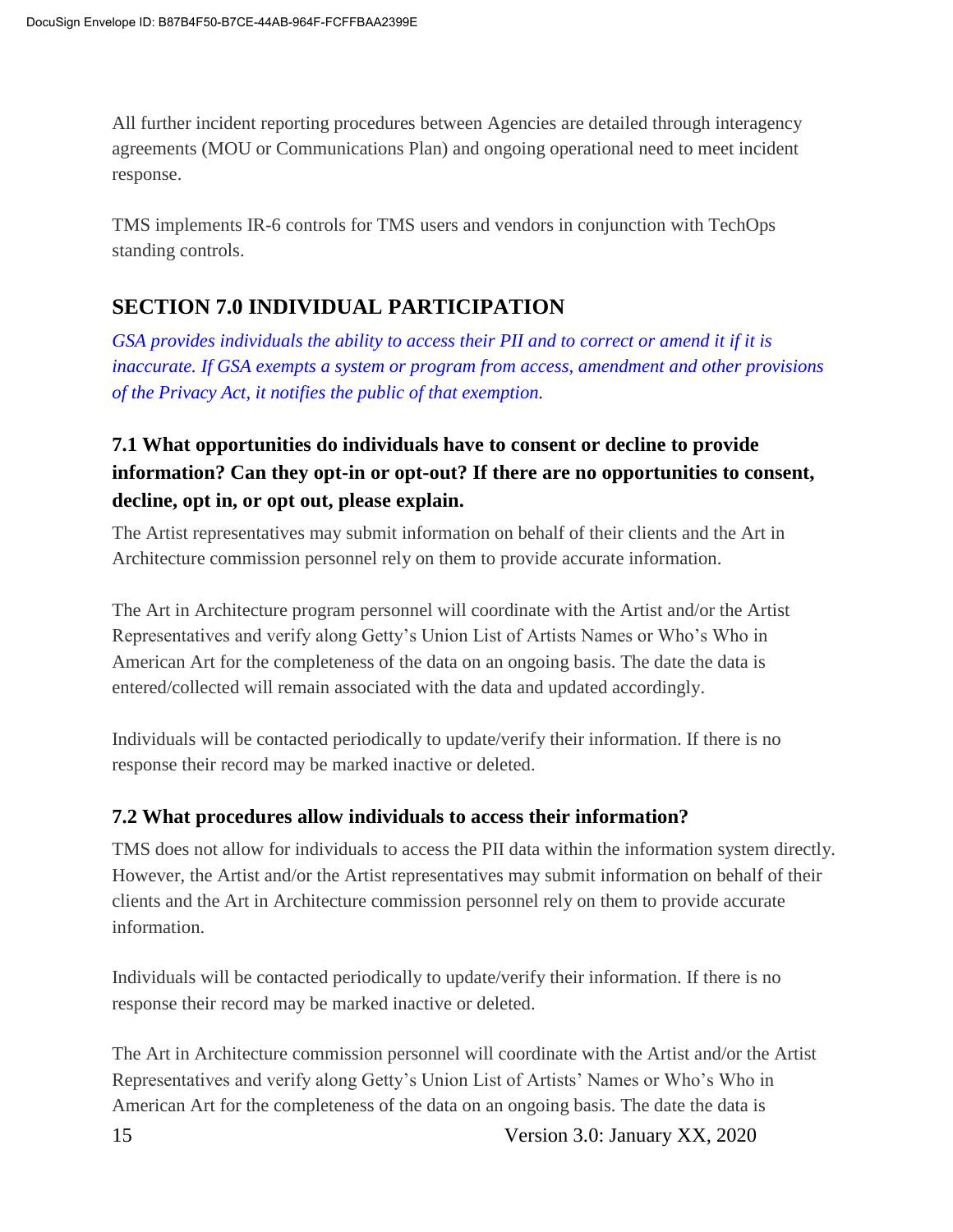All further incident reporting procedures between Agencies are detailed through interagency agreements (MOU or Communications Plan) and ongoing operational need to meet incident response.

TMS implements IR-6 controls for TMS users and vendors in conjunction with TechOps standing controls.

## SECTION 7.0 INDIVIDUAL PARTICIPATION

*GSA provides individuals the ability to access their PII and to correct or amend it if it is inaccurate. If GSA exempts a system or program from access, amendment and other provisions of the Privacy Act, it notifies the public of that exemption.*

### 7.1 What opportunities do individuals have to consent or decline to provide information? Can they opt-in or opt-out? If there are no opportunities to consent, decline, opt in, or opt out, please explain.

The Artist representatives may submit information on behalf of their clients and the Art in Architecture commission personnel rely on them to provide accurate information.

The Art in Architecture program personnel will coordinate with the Artist and/or the Artist Representatives and verify along Getty's Union List of Artists Names or Who's Who in American Art for the completeness of the data on an ongoing basis. The date the data is entered/collected will remain associated with the data and updated accordingly.

Individuals will be contacted periodically to update/verify their information. If there is no response their record may be marked inactive or deleted.

### 7.2 What procedures allow individuals to access their information?

TMS does not allow for individuals to access the PII data within the information system directly. However, the Artist and/or the Artist representatives may submit information on behalf of their clients and the Art in Architecture commission personnel rely on them to provide accurate information.

Individuals will be contacted periodically to update/verify their information. If there is no response their record may be marked inactive or deleted.

The Art in Architecture commission personnel will coordinate with the Artist and/or the Artist Representatives and verify along Getty's Union List of Artists' Names or Who's Who in American Art for the completeness of the data on an ongoing basis. The date the data is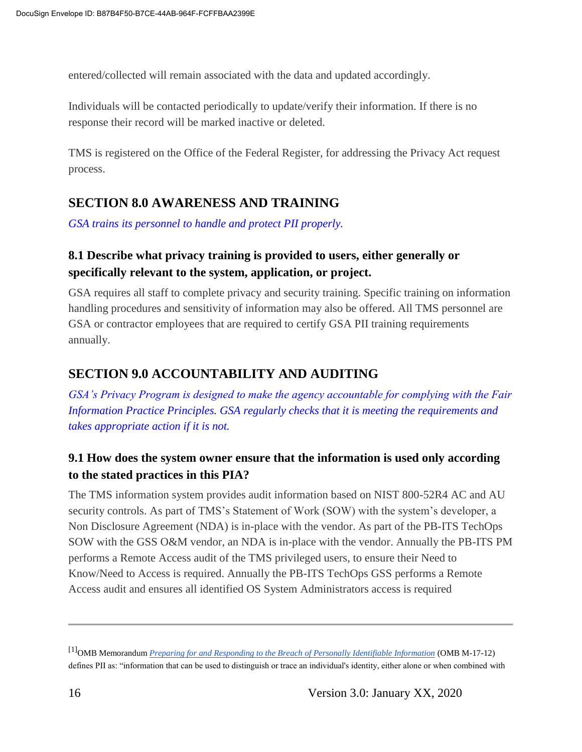entered/collected will remain associated with the data and updated accordingly.

Individuals will be contacted periodically to update/verify their information. If there is no response their record will be marked inactive or deleted.

TMS is registered on the Office of the Federal Register, for addressing the Privacy Act request process.

## SECTION 8.0 AWARENESS AND TRAINING

*GSA trains its personnel to handle and protect PII properly.*

### 8.1 Describe what privacy training is provided to users, either generally or specifically relevant to the system, application, or project.

GSA requires all staff to complete privacy and security training. Specific training on information handling procedures and sensitivity of information may also be offered. All TMS personnel are GSA or contractor employees that are required to certify GSA PII training requirements annually.

## SECTION 9.0 ACCOUNTABILITY AND AUDITING

*GSA's Privacy Program is designed to make the agency accountable for complying with the Fair Information Practice Principles. GSA regularly checks that it is meeting the requirements and takes appropriate action if it is not.*

### 9.1 How does the system owner ensure that the information is used only according to the stated practices in this PIA?

The TMS information system provides audit information based on NIST 800-52R4 AC and AU security controls. As part of TMS's Statement of Work (SOW) with the system's developer, a Non Disclosure Agreement (NDA) is in-place with the vendor. As part of the PB-ITS TechOps SOW with the GSS O&M vendor, an NDA is in-place with the vendor. Annually the PB-ITS PM performs a Remote Access audit of the TMS privileged users, to ensure their Need to Know/Need to Access is required. Annually the PB-ITS TechOps GSS performs a Remote Access audit and ensures all identified OS System Administrators access is required

---

[1] OMB Memorandum *Preparing for and Responding to the Breach of Personally Identifiable Information* (OMB M-17-12) defines PII as: "information that can be used to distinguish or trace an individual's identity, either alone or when combined with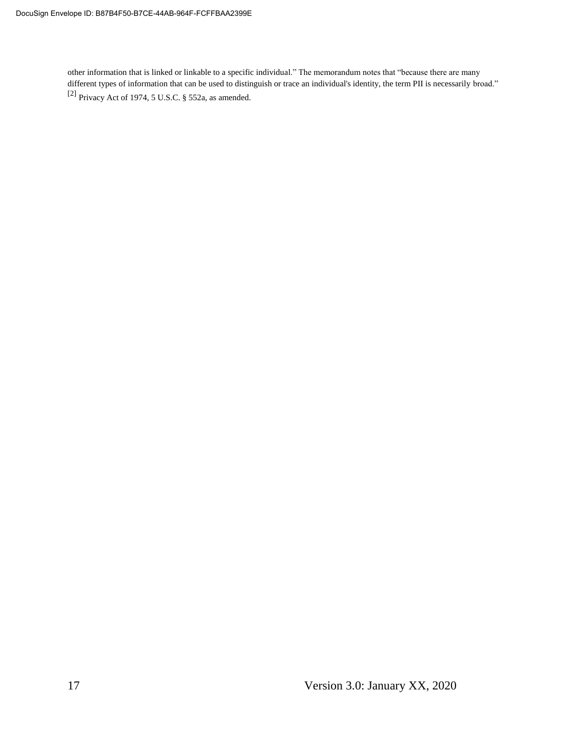other information that is linked or linkable to a specific individual." The memorandum notes that "because there are many different types of information that can be used to distinguish or trace an individual's identity, the term PII is necessarily broad."

[2] Privacy Act of 1974, 5 U.S.C. § 552a, as amended.